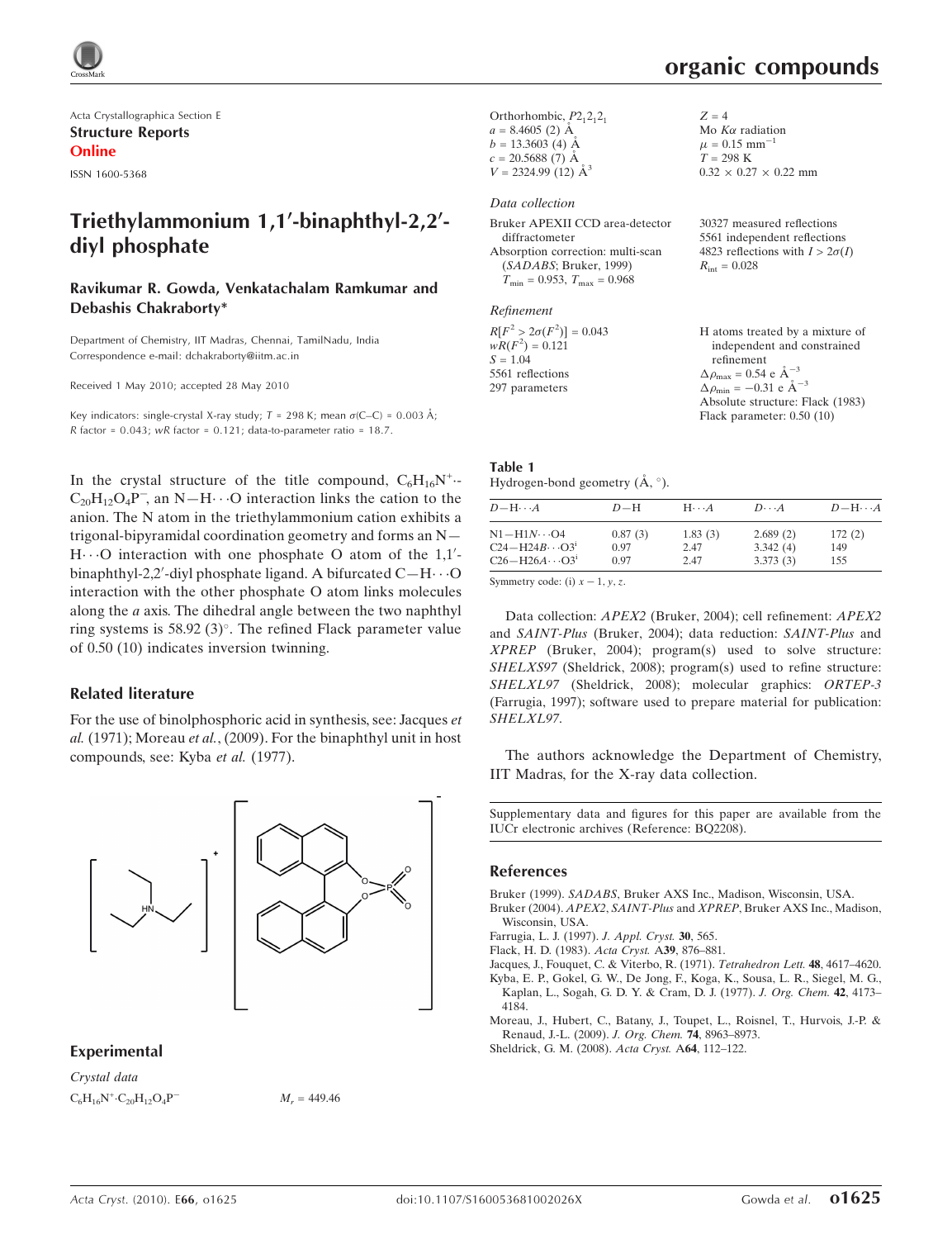Acta Crystallographica Section E

**Structure Reports Online**

ISSN 1600-5368

# Triethylammonium 1,1′-binaphthyl-2,2′-diyl phosphate

**Ravikumar R. Gowda, Venkatachalam Ramkumar and Debashis Chakraborty***

Department of Chemistry, IIT Madras, Chennai, TamilNadu, India
Correspondence e-mail: dchakraborty@iitm.ac.in

Received 1 May 2010; accepted 28 May 2010

Key indicators: single-crystal X-ray study; $T$ = 298 K; mean $\sigma$(C–C) = 0.003 Å; $R$ factor = 0.043; $wR$ factor = 0.121; data-to-parameter ratio = 18.7.

In the crystal structure of the title compound, $C_6H_{16}N^+\cdot C_{20}H_{12}O_4P^-$, an N—H···O interaction links the cation to the anion. The N atom in the triethylammonium cation exhibits a trigonal-bipyramidal coordination geometry and forms an N—H···O interaction with one phosphate O atom of the 1,1′-binaphthyl-2,2′-diyl phosphate ligand. A bifurcated C—H···O interaction with the other phosphate O atom links molecules along the $a$ axis. The dihedral angle between the two naphthyl ring systems is 58.92 (3)°. The refined Flack parameter value of 0.50 (10) indicates inversion twinning.

## Related literature

For the use of binolphosphoric acid in synthesis, see: Jacques *et al.* (1971); Moreau *et al.*, (2009). For the binaphthyl unit in host compounds, see: Kyba *et al.* (1977).

## Experimental

*Crystal data*

$C_6H_{16}N^+\cdot C_{20}H_{12}O_4P^-$
$M_r$ = 449.46
Orthorhombic, $P2_12_12_1$
$a$ = 8.4605 (2) Å
$b$ = 13.3603 (4) Å
$c$ = 20.5688 (7) Å
$V$ = 2324.99 (12) Å$^3$
$Z$ = 4
Mo $K\alpha$ radiation
$\mu$ = 0.15 mm$^{-1}$
$T$ = 298 K
0.32 × 0.27 × 0.22 mm

*Data collection*

Bruker APEXII CCD area-detector diffractometer
Absorption correction: multi-scan (*SADABS*; Bruker, 1999)
$T_{min}$ = 0.953, $T_{max}$ = 0.968
30327 measured reflections
5561 independent reflections
4823 reflections with $I > 2\sigma(I)$
$R_{int}$ = 0.028

*Refinement*

$R[F^2 > 2\sigma(F^2)]$ = 0.043
$wR(F^2)$ = 0.121
$S$ = 1.04
5561 reflections
297 parameters
H atoms treated by a mixture of independent and constrained refinement
$\Delta\rho_{max}$ = 0.54 e Å$^{-3}$
$\Delta\rho_{min}$ = −0.31 e Å$^{-3}$
Absolute structure: Flack (1983)
Flack parameter: 0.50 (10)

**Table 1**
Hydrogen-bond geometry (Å, °).

| $D$—H···$A$ | $D$—H | H···$A$ | $D$···$A$ | $D$—H···$A$ |
|---|---|---|---|---|
| N1—H1$N$···O4 | 0.87 (3) | 1.83 (3) | 2.689 (2) | 172 (2) |
| C24—H24$B$···O3$^i$ | 0.97 | 2.47 | 3.342 (4) | 149 |
| C26—H26$A$···O3$^i$ | 0.97 | 2.47 | 3.373 (3) | 155 |

Symmetry code: (i) $x - 1, y, z$.

Data collection: *APEX2* (Bruker, 2004); cell refinement: *APEX2* and *SAINT-Plus* (Bruker, 2004); data reduction: *SAINT-Plus* and *XPREP* (Bruker, 2004); program(s) used to solve structure: *SHELXS97* (Sheldrick, 2008); program(s) used to refine structure: *SHELXL97* (Sheldrick, 2008); molecular graphics: *ORTEP-3* (Farrugia, 1997); software used to prepare material for publication: *SHELXL97*.

The authors acknowledge the Department of Chemistry, IIT Madras, for the X-ray data collection.

Supplementary data and figures for this paper are available from the IUCr electronic archives (Reference: BQ2208).

## References

Bruker (1999). *SADABS*, Bruker AXS Inc., Madison, Wisconsin, USA.
Bruker (2004). *APEX2*, *SAINT-Plus* and *XPREP*, Bruker AXS Inc., Madison, Wisconsin, USA.
Farrugia, L. J. (1997). *J. Appl. Cryst.* **30**, 565.
Flack, H. D. (1983). *Acta Cryst.* A**39**, 876–881.
Jacques, J., Fouquet, C. & Viterbo, R. (1971). *Tetrahedron Lett.* **48**, 4617–4620.
Kyba, E. P., Gokel, G. W., De Jong, F., Koga, K., Sousa, L. R., Siegel, M. G., Kaplan, L., Sogah, G. D. Y. & Cram, D. J. (1977). *J. Org. Chem.* **42**, 4173–4184.
Moreau, J., Hubert, C., Batany, J., Toupet, L., Roisnel, T., Hurvois, J.-P. & Renaud, J.-L. (2009). *J. Org. Chem.* **74**, 8963–8973.
Sheldrick, G. M. (2008). *Acta Cryst.* A**64**, 112–122.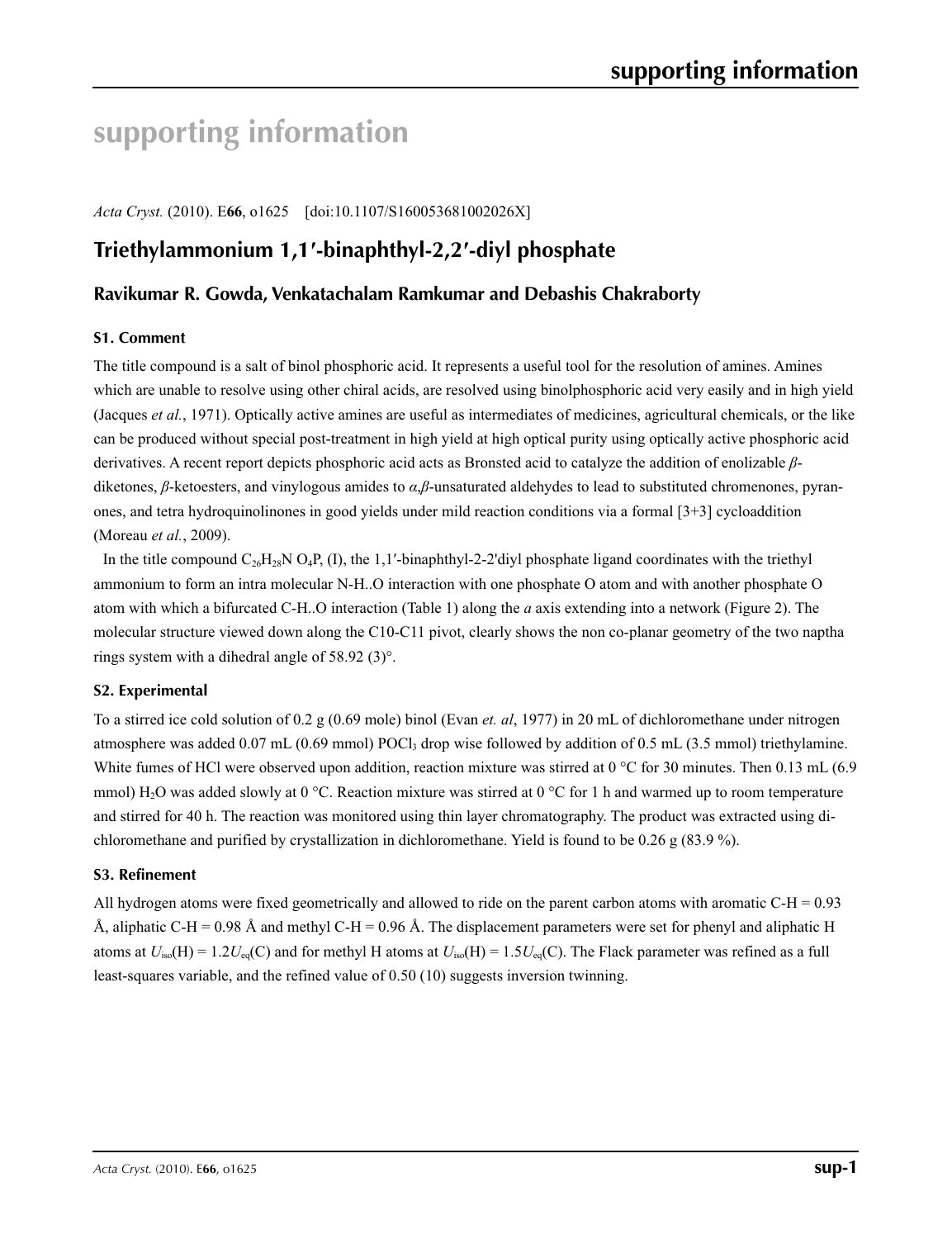# supporting information

*Acta Cryst.* (2010). E**66**, o1625 [doi:10.1107/S160053681002026X]

## Triethylammonium 1,1′-binaphthyl-2,2′-diyl phosphate

### Ravikumar R. Gowda, Venkatachalam Ramkumar and Debashis Chakraborty

#### S1. Comment

The title compound is a salt of binol phosphoric acid. It represents a useful tool for the resolution of amines. Amines which are unable to resolve using other chiral acids, are resolved using binolphosphoric acid very easily and in high yield (Jacques *et al.*, 1971). Optically active amines are useful as intermediates of medicines, agricultural chemicals, or the like can be produced without special post-treatment in high yield at high optical purity using optically active phosphoric acid derivatives. A recent report depicts phosphoric acid acts as Bronsted acid to catalyze the addition of enolizable *β*-diketones, *β*-ketoesters, and vinylogous amides to *α*,*β*-unsaturated aldehydes to lead to substituted chromenones, pyranones, and tetra hydroquinolinones in good yields under mild reaction conditions via a formal [3+3] cycloaddition (Moreau *et al.*, 2009).

In the title compound $C_{26}H_{28}NO_4P$, (I), the 1,1′-binaphthyl-2-2'diyl phosphate ligand coordinates with the triethyl ammonium to form an intra molecular N-H..O interaction with one phosphate O atom and with another phosphate O atom with which a bifurcated C-H..O interaction (Table 1) along the *a* axis extending into a network (Figure 2). The molecular structure viewed down along the C10-C11 pivot, clearly shows the non co-planar geometry of the two naptha rings system with a dihedral angle of 58.92 (3)°.

#### S2. Experimental

To a stirred ice cold solution of 0.2 g (0.69 mole) binol (Evan *et. al*, 1977) in 20 mL of dichloromethane under nitrogen atmosphere was added 0.07 mL (0.69 mmol) $POCl_3$ drop wise followed by addition of 0.5 mL (3.5 mmol) triethylamine. White fumes of HCl were observed upon addition, reaction mixture was stirred at 0 °C for 30 minutes. Then 0.13 mL (6.9 mmol) $H_2O$ was added slowly at 0 °C. Reaction mixture was stirred at 0 °C for 1 h and warmed up to room temperature and stirred for 40 h. The reaction was monitored using thin layer chromatography. The product was extracted using dichloromethane and purified by crystallization in dichloromethane. Yield is found to be 0.26 g (83.9 %).

#### S3. Refinement

All hydrogen atoms were fixed geometrically and allowed to ride on the parent carbon atoms with aromatic C-H = 0.93 Å, aliphatic C-H = 0.98 Å and methyl C-H = 0.96 Å. The displacement parameters were set for phenyl and aliphatic H atoms at $U_{iso}(H) = 1.2U_{eq}(C)$ and for methyl H atoms at $U_{iso}(H) = 1.5U_{eq}(C)$. The Flack parameter was refined as a full least-squares variable, and the refined value of 0.50 (10) suggests inversion twinning.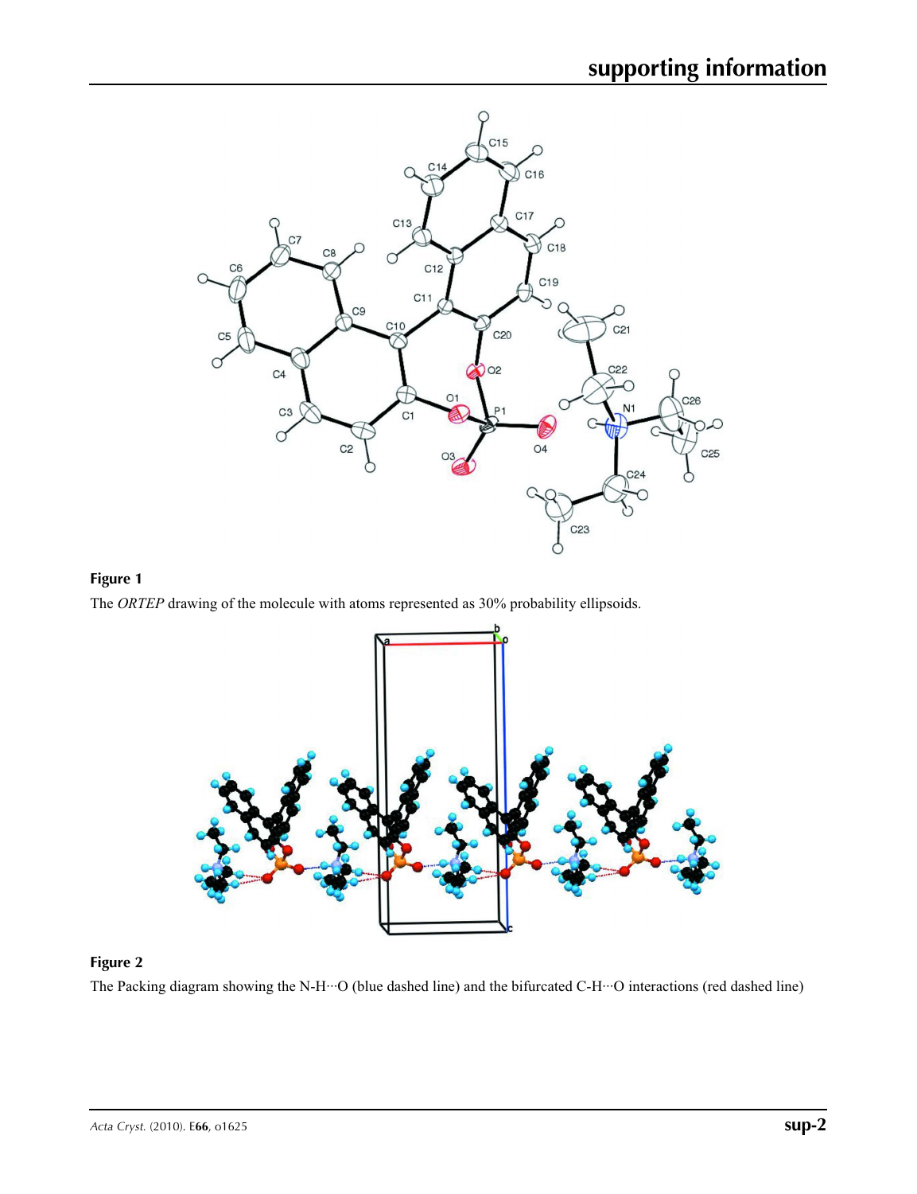**Figure 1**

The *ORTEP* drawing of the molecule with atoms represented as 30% probability ellipsoids.

**Figure 2**

The Packing diagram showing the N-H···O (blue dashed line) and the bifurcated C-H···O interactions (red dashed line)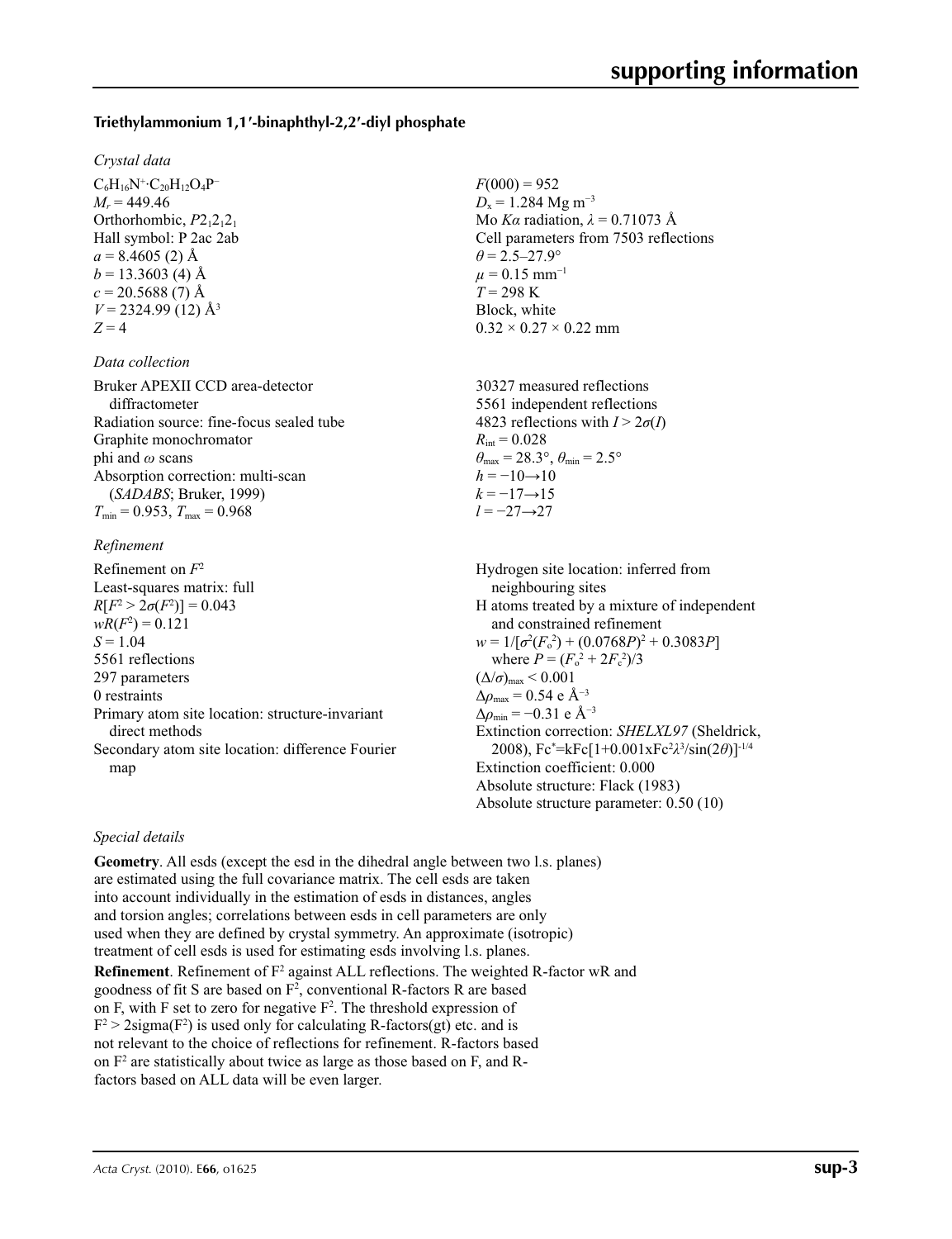### Triethylammonium 1,1′-binaphthyl-2,2′-diyl phosphate

*Crystal data*

$C_6H_{16}N^+ \cdot C_{20}H_{12}O_4P^-$
$M_r = 449.46$
Orthorhombic, $P2_12_12_1$
Hall symbol: P 2ac 2ab
$a = 8.4605$ (2) Å
$b = 13.3603$ (4) Å
$c = 20.5688$ (7) Å
$V = 2324.99$ (12) Å$^3$
$Z = 4$
$F(000) = 952$
$D_x = 1.284$ Mg m$^{-3}$
Mo $K\alpha$ radiation, $\lambda = 0.71073$ Å
Cell parameters from 7503 reflections
$\theta = 2.5–27.9°$
$\mu = 0.15$ mm$^{-1}$
$T = 298$ K
Block, white
$0.32 \times 0.27 \times 0.22$ mm

*Data collection*

Bruker APEXII CCD area-detector diffractometer
Radiation source: fine-focus sealed tube
Graphite monochromator
phi and $\omega$ scans
Absorption correction: multi-scan (*SADABS*; Bruker, 1999)
$T_{min} = 0.953$, $T_{max} = 0.968$
30327 measured reflections
5561 independent reflections
4823 reflections with $I > 2\sigma(I)$
$R_{int} = 0.028$
$\theta_{max} = 28.3°$, $\theta_{min} = 2.5°$
$h = -10 \rightarrow 10$
$k = -17 \rightarrow 15$
$l = -27 \rightarrow 27$

*Refinement*

Refinement on $F^2$
Least-squares matrix: full
$R[F^2 > 2\sigma(F^2)] = 0.043$
$wR(F^2) = 0.121$
$S = 1.04$
5561 reflections
297 parameters
0 restraints
Primary atom site location: structure-invariant direct methods
Secondary atom site location: difference Fourier map
Hydrogen site location: inferred from neighbouring sites
H atoms treated by a mixture of independent and constrained refinement
$w = 1/[\sigma^2(F_o^2) + (0.0768P)^2 + 0.3083P]$ where $P = (F_o^2 + 2F_c^2)/3$
$(\Delta/\sigma)_{max} < 0.001$
$\Delta\rho_{max} = 0.54$ e Å$^{-3}$
$\Delta\rho_{min} = -0.31$ e Å$^{-3}$
Extinction correction: *SHELXL97* (Sheldrick, 2008), $Fc^* = kFc[1+0.001xFc^2\lambda^3/\sin(2\theta)]^{-1/4}$
Extinction coefficient: 0.000
Absolute structure: Flack (1983)
Absolute structure parameter: 0.50 (10)

*Special details*

**Geometry**. All esds (except the esd in the dihedral angle between two l.s. planes) are estimated using the full covariance matrix. The cell esds are taken into account individually in the estimation of esds in distances, angles and torsion angles; correlations between esds in cell parameters are only used when they are defined by crystal symmetry. An approximate (isotropic) treatment of cell esds is used for estimating esds involving l.s. planes.

**Refinement**. Refinement of $F^2$ against ALL reflections. The weighted R-factor wR and goodness of fit S are based on $F^2$, conventional R-factors R are based on F, with F set to zero for negative $F^2$. The threshold expression of $F^2 > 2\text{sigma}(F^2)$ is used only for calculating R-factors(gt) etc. and is not relevant to the choice of reflections for refinement. R-factors based on $F^2$ are statistically about twice as large as those based on F, and R-factors based on ALL data will be even larger.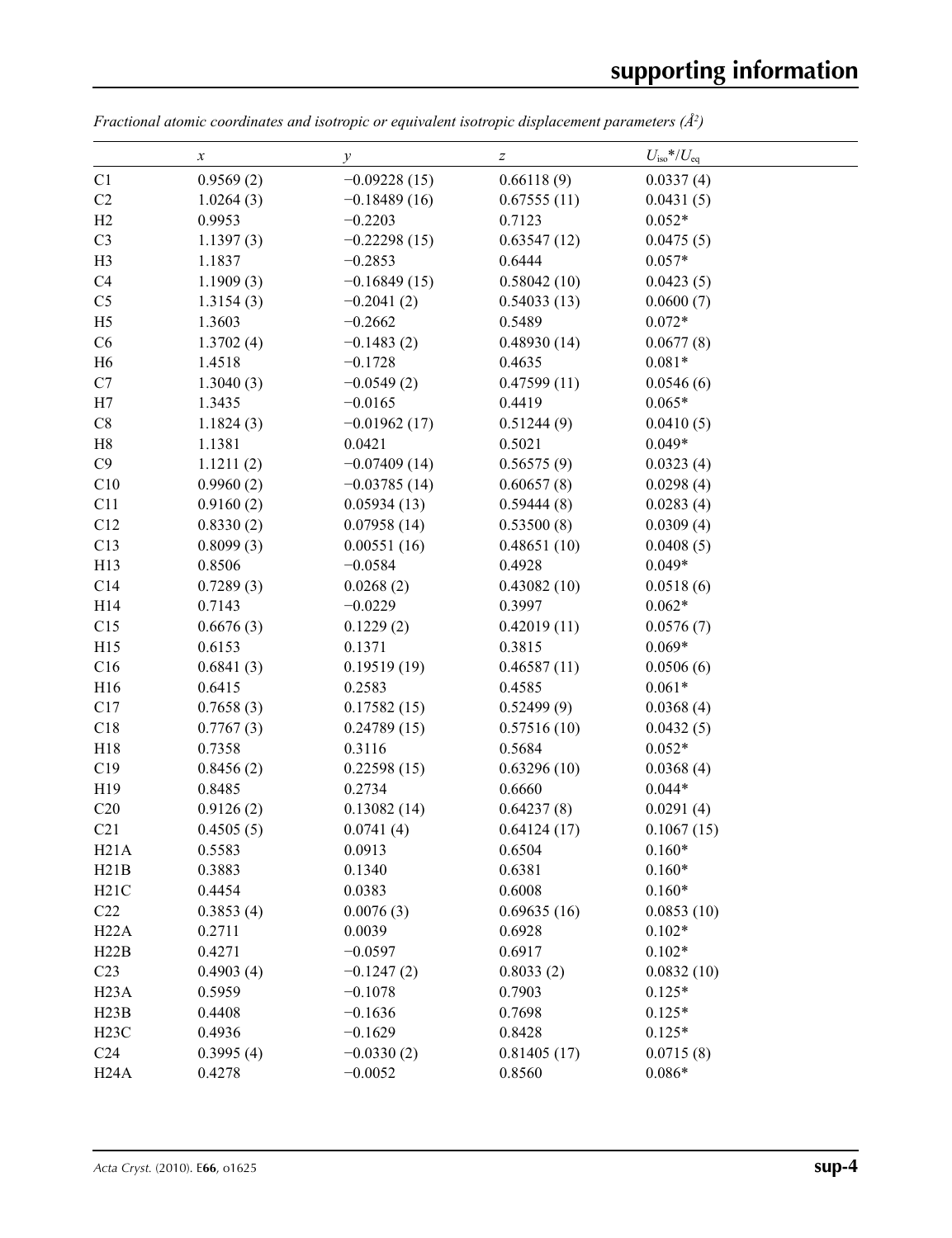*Fractional atomic coordinates and isotropic or equivalent isotropic displacement parameters (Å²)*

| | *x* | *y* | *z* | $U_{iso}$*/$U_{eq}$ |
|---|---|---|---|---|
| C1 | 0.9569 (2) | −0.09228 (15) | 0.66118 (9) | 0.0337 (4) |
| C2 | 1.0264 (3) | −0.18489 (16) | 0.67555 (11) | 0.0431 (5) |
| H2 | 0.9953 | −0.2203 | 0.7123 | 0.052* |
| C3 | 1.1397 (3) | −0.22298 (15) | 0.63547 (12) | 0.0475 (5) |
| H3 | 1.1837 | −0.2853 | 0.6444 | 0.057* |
| C4 | 1.1909 (3) | −0.16849 (15) | 0.58042 (10) | 0.0423 (5) |
| C5 | 1.3154 (3) | −0.2041 (2) | 0.54033 (13) | 0.0600 (7) |
| H5 | 1.3603 | −0.2662 | 0.5489 | 0.072* |
| C6 | 1.3702 (4) | −0.1483 (2) | 0.48930 (14) | 0.0677 (8) |
| H6 | 1.4518 | −0.1728 | 0.4635 | 0.081* |
| C7 | 1.3040 (3) | −0.0549 (2) | 0.47599 (11) | 0.0546 (6) |
| H7 | 1.3435 | −0.0165 | 0.4419 | 0.065* |
| C8 | 1.1824 (3) | −0.01962 (17) | 0.51244 (9) | 0.0410 (5) |
| H8 | 1.1381 | 0.0421 | 0.5021 | 0.049* |
| C9 | 1.1211 (2) | −0.07409 (14) | 0.56575 (9) | 0.0323 (4) |
| C10 | 0.9960 (2) | −0.03785 (14) | 0.60657 (8) | 0.0298 (4) |
| C11 | 0.9160 (2) | 0.05934 (13) | 0.59444 (8) | 0.0283 (4) |
| C12 | 0.8330 (2) | 0.07958 (14) | 0.53500 (8) | 0.0309 (4) |
| C13 | 0.8099 (3) | 0.00551 (16) | 0.48651 (10) | 0.0408 (5) |
| H13 | 0.8506 | −0.0584 | 0.4928 | 0.049* |
| C14 | 0.7289 (3) | 0.0268 (2) | 0.43082 (10) | 0.0518 (6) |
| H14 | 0.7143 | −0.0229 | 0.3997 | 0.062* |
| C15 | 0.6676 (3) | 0.1229 (2) | 0.42019 (11) | 0.0576 (7) |
| H15 | 0.6153 | 0.1371 | 0.3815 | 0.069* |
| C16 | 0.6841 (3) | 0.19519 (19) | 0.46587 (11) | 0.0506 (6) |
| H16 | 0.6415 | 0.2583 | 0.4585 | 0.061* |
| C17 | 0.7658 (3) | 0.17582 (15) | 0.52499 (9) | 0.0368 (4) |
| C18 | 0.7767 (3) | 0.24789 (15) | 0.57516 (10) | 0.0432 (5) |
| H18 | 0.7358 | 0.3116 | 0.5684 | 0.052* |
| C19 | 0.8456 (2) | 0.22598 (15) | 0.63296 (10) | 0.0368 (4) |
| H19 | 0.8485 | 0.2734 | 0.6660 | 0.044* |
| C20 | 0.9126 (2) | 0.13082 (14) | 0.64237 (8) | 0.0291 (4) |
| C21 | 0.4505 (5) | 0.0741 (4) | 0.64124 (17) | 0.1067 (15) |
| H21A | 0.5583 | 0.0913 | 0.6504 | 0.160* |
| H21B | 0.3883 | 0.1340 | 0.6381 | 0.160* |
| H21C | 0.4454 | 0.0383 | 0.6008 | 0.160* |
| C22 | 0.3853 (4) | 0.0076 (3) | 0.69635 (16) | 0.0853 (10) |
| H22A | 0.2711 | 0.0039 | 0.6928 | 0.102* |
| H22B | 0.4271 | −0.0597 | 0.6917 | 0.102* |
| C23 | 0.4903 (4) | −0.1247 (2) | 0.8033 (2) | 0.0832 (10) |
| H23A | 0.5959 | −0.1078 | 0.7903 | 0.125* |
| H23B | 0.4408 | −0.1636 | 0.7698 | 0.125* |
| H23C | 0.4936 | −0.1629 | 0.8428 | 0.125* |
| C24 | 0.3995 (4) | −0.0330 (2) | 0.81405 (17) | 0.0715 (8) |
| H24A | 0.4278 | −0.0052 | 0.8560 | 0.086* |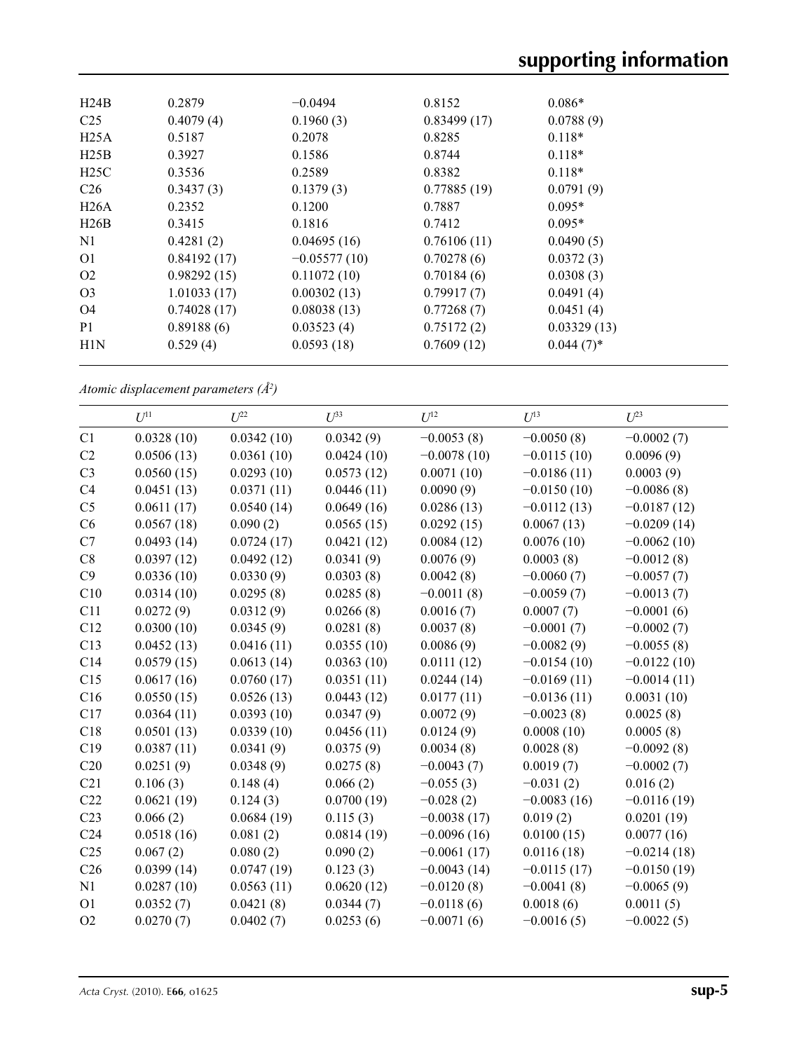| | | | | |
|---|---|---|---|---|
| H24B | 0.2879 | −0.0494 | 0.8152 | 0.086* |
| C25 | 0.4079 (4) | 0.1960 (3) | 0.83499 (17) | 0.0788 (9) |
| H25A | 0.5187 | 0.2078 | 0.8285 | 0.118* |
| H25B | 0.3927 | 0.1586 | 0.8744 | 0.118* |
| H25C | 0.3536 | 0.2589 | 0.8382 | 0.118* |
| C26 | 0.3437 (3) | 0.1379 (3) | 0.77885 (19) | 0.0791 (9) |
| H26A | 0.2352 | 0.1200 | 0.7887 | 0.095* |
| H26B | 0.3415 | 0.1816 | 0.7412 | 0.095* |
| N1 | 0.4281 (2) | 0.04695 (16) | 0.76106 (11) | 0.0490 (5) |
| O1 | 0.84192 (17) | −0.05577 (10) | 0.70278 (6) | 0.0372 (3) |
| O2 | 0.98292 (15) | 0.11072 (10) | 0.70184 (6) | 0.0308 (3) |
| O3 | 1.01033 (17) | 0.00302 (13) | 0.79917 (7) | 0.0491 (4) |
| O4 | 0.74028 (17) | 0.08038 (13) | 0.77268 (7) | 0.0451 (4) |
| P1 | 0.89188 (6) | 0.03523 (4) | 0.75172 (2) | 0.03329 (13) |
| H1N | 0.529 (4) | 0.0593 (18) | 0.7609 (12) | 0.044 (7)* |

*Atomic displacement parameters (Å²)*

| | $U^{11}$ | $U^{22}$ | $U^{33}$ | $U^{12}$ | $U^{13}$ | $U^{23}$ |
|---|---|---|---|---|---|---|
| C1 | 0.0328 (10) | 0.0342 (10) | 0.0342 (9) | −0.0053 (8) | −0.0050 (8) | −0.0002 (7) |
| C2 | 0.0506 (13) | 0.0361 (10) | 0.0424 (10) | −0.0078 (10) | −0.0115 (10) | 0.0096 (9) |
| C3 | 0.0560 (15) | 0.0293 (10) | 0.0573 (12) | 0.0071 (10) | −0.0186 (11) | 0.0003 (9) |
| C4 | 0.0451 (13) | 0.0371 (11) | 0.0446 (11) | 0.0090 (9) | −0.0150 (10) | −0.0086 (8) |
| C5 | 0.0611 (17) | 0.0540 (14) | 0.0649 (16) | 0.0286 (13) | −0.0112 (13) | −0.0187 (12) |
| C6 | 0.0567 (18) | 0.090 (2) | 0.0565 (15) | 0.0292 (15) | 0.0067 (13) | −0.0209 (14) |
| C7 | 0.0493 (14) | 0.0724 (17) | 0.0421 (12) | 0.0084 (12) | 0.0076 (10) | −0.0062 (10) |
| C8 | 0.0397 (12) | 0.0492 (12) | 0.0341 (9) | 0.0076 (9) | 0.0003 (8) | −0.0012 (8) |
| C9 | 0.0336 (10) | 0.0330 (9) | 0.0303 (8) | 0.0042 (8) | −0.0060 (7) | −0.0057 (7) |
| C10 | 0.0314 (10) | 0.0295 (8) | 0.0285 (8) | −0.0011 (8) | −0.0059 (7) | −0.0013 (7) |
| C11 | 0.0272 (9) | 0.0312 (9) | 0.0266 (8) | 0.0016 (7) | 0.0007 (7) | −0.0001 (6) |
| C12 | 0.0300 (10) | 0.0345 (9) | 0.0281 (8) | 0.0037 (8) | −0.0001 (7) | −0.0002 (7) |
| C13 | 0.0452 (13) | 0.0416 (11) | 0.0355 (10) | 0.0086 (9) | −0.0082 (9) | −0.0055 (8) |
| C14 | 0.0579 (15) | 0.0613 (14) | 0.0363 (10) | 0.0111 (12) | −0.0154 (10) | −0.0122 (10) |
| C15 | 0.0617 (16) | 0.0760 (17) | 0.0351 (11) | 0.0244 (14) | −0.0169 (11) | −0.0014 (11) |
| C16 | 0.0550 (15) | 0.0526 (13) | 0.0443 (12) | 0.0177 (11) | −0.0136 (11) | 0.0031 (10) |
| C17 | 0.0364 (11) | 0.0393 (10) | 0.0347 (9) | 0.0072 (9) | −0.0023 (8) | 0.0025 (8) |
| C18 | 0.0501 (13) | 0.0339 (10) | 0.0456 (11) | 0.0124 (9) | 0.0008 (10) | 0.0005 (8) |
| C19 | 0.0387 (11) | 0.0341 (9) | 0.0375 (9) | 0.0034 (8) | 0.0028 (8) | −0.0092 (8) |
| C20 | 0.0251 (9) | 0.0348 (9) | 0.0275 (8) | −0.0043 (7) | 0.0019 (7) | −0.0002 (7) |
| C21 | 0.106 (3) | 0.148 (4) | 0.066 (2) | −0.055 (3) | −0.031 (2) | 0.016 (2) |
| C22 | 0.0621 (19) | 0.124 (3) | 0.0700 (19) | −0.028 (2) | −0.0083 (16) | −0.0116 (19) |
| C23 | 0.066 (2) | 0.0684 (19) | 0.115 (3) | −0.0038 (17) | 0.019 (2) | 0.0201 (19) |
| C24 | 0.0518 (16) | 0.081 (2) | 0.0814 (19) | −0.0096 (16) | 0.0100 (15) | 0.0077 (16) |
| C25 | 0.067 (2) | 0.080 (2) | 0.090 (2) | −0.0061 (17) | 0.0116 (18) | −0.0214 (18) |
| C26 | 0.0399 (14) | 0.0747 (19) | 0.123 (3) | −0.0043 (14) | −0.0115 (17) | −0.0150 (19) |
| N1 | 0.0287 (10) | 0.0563 (11) | 0.0620 (12) | −0.0120 (8) | −0.0041 (8) | −0.0065 (9) |
| O1 | 0.0352 (7) | 0.0421 (8) | 0.0344 (7) | −0.0118 (6) | 0.0018 (6) | 0.0011 (5) |
| O2 | 0.0270 (7) | 0.0402 (7) | 0.0253 (6) | −0.0071 (6) | −0.0016 (5) | −0.0022 (5) |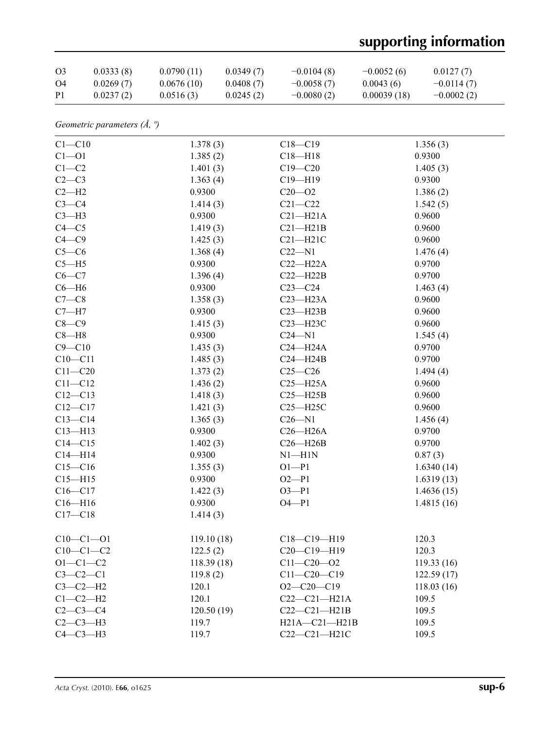| O3 | 0.0333 (8) | 0.0790 (11) | 0.0349 (7) | −0.0104 (8) | −0.0052 (6) | 0.0127 (7) |
|---|---|---|---|---|---|---|
| O4 | 0.0269 (7) | 0.0676 (10) | 0.0408 (7) | −0.0058 (7) | 0.0043 (6) | −0.0114 (7) |
| P1 | 0.0237 (2) | 0.0516 (3) | 0.0245 (2) | −0.0080 (2) | 0.00039 (18) | −0.0002 (2) |

*Geometric parameters (Å, º)*

| | | | |
|---|---|---|---|
| C1—C10 | 1.378 (3) | C18—C19 | 1.356 (3) |
| C1—O1 | 1.385 (2) | C18—H18 | 0.9300 |
| C1—C2 | 1.401 (3) | C19—C20 | 1.405 (3) |
| C2—C3 | 1.363 (4) | C19—H19 | 0.9300 |
| C2—H2 | 0.9300 | C20—O2 | 1.386 (2) |
| C3—C4 | 1.414 (3) | C21—C22 | 1.542 (5) |
| C3—H3 | 0.9300 | C21—H21A | 0.9600 |
| C4—C5 | 1.419 (3) | C21—H21B | 0.9600 |
| C4—C9 | 1.425 (3) | C21—H21C | 0.9600 |
| C5—C6 | 1.368 (4) | C22—N1 | 1.476 (4) |
| C5—H5 | 0.9300 | C22—H22A | 0.9700 |
| C6—C7 | 1.396 (4) | C22—H22B | 0.9700 |
| C6—H6 | 0.9300 | C23—C24 | 1.463 (4) |
| C7—C8 | 1.358 (3) | C23—H23A | 0.9600 |
| C7—H7 | 0.9300 | C23—H23B | 0.9600 |
| C8—C9 | 1.415 (3) | C23—H23C | 0.9600 |
| C8—H8 | 0.9300 | C24—N1 | 1.545 (4) |
| C9—C10 | 1.435 (3) | C24—H24A | 0.9700 |
| C10—C11 | 1.485 (3) | C24—H24B | 0.9700 |
| C11—C20 | 1.373 (2) | C25—C26 | 1.494 (4) |
| C11—C12 | 1.436 (2) | C25—H25A | 0.9600 |
| C12—C13 | 1.418 (3) | C25—H25B | 0.9600 |
| C12—C17 | 1.421 (3) | C25—H25C | 0.9600 |
| C13—C14 | 1.365 (3) | C26—N1 | 1.456 (4) |
| C13—H13 | 0.9300 | C26—H26A | 0.9700 |
| C14—C15 | 1.402 (3) | C26—H26B | 0.9700 |
| C14—H14 | 0.9300 | N1—H1N | 0.87 (3) |
| C15—C16 | 1.355 (3) | O1—P1 | 1.6340 (14) |
| C15—H15 | 0.9300 | O2—P1 | 1.6319 (13) |
| C16—C17 | 1.422 (3) | O3—P1 | 1.4636 (15) |
| C16—H16 | 0.9300 | O4—P1 | 1.4815 (16) |
| C17—C18 | 1.414 (3) | | |
| | | | |
| C10—C1—O1 | 119.10 (18) | C18—C19—H19 | 120.3 |
| C10—C1—C2 | 122.5 (2) | C20—C19—H19 | 120.3 |
| O1—C1—C2 | 118.39 (18) | C11—C20—O2 | 119.33 (16) |
| C3—C2—C1 | 119.8 (2) | C11—C20—C19 | 122.59 (17) |
| C3—C2—H2 | 120.1 | O2—C20—C19 | 118.03 (16) |
| C1—C2—H2 | 120.1 | C22—C21—H21A | 109.5 |
| C2—C3—C4 | 120.50 (19) | C22—C21—H21B | 109.5 |
| C2—C3—H3 | 119.7 | H21A—C21—H21B | 109.5 |
| C4—C3—H3 | 119.7 | C22—C21—H21C | 109.5 |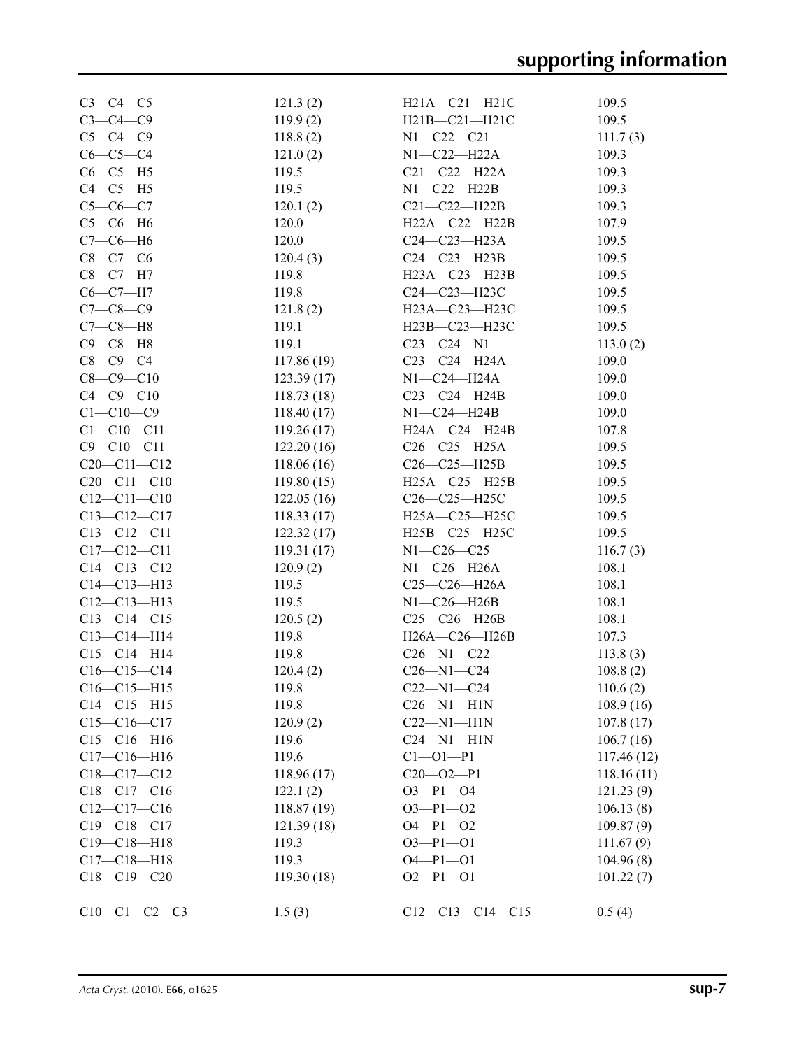| | | | |
|---|---|---|---|
| C3—C4—C5 | 121.3 (2) | H21A—C21—H21C | 109.5 |
| C3—C4—C9 | 119.9 (2) | H21B—C21—H21C | 109.5 |
| C5—C4—C9 | 118.8 (2) | N1—C22—C21 | 111.7 (3) |
| C6—C5—C4 | 121.0 (2) | N1—C22—H22A | 109.3 |
| C6—C5—H5 | 119.5 | C21—C22—H22A | 109.3 |
| C4—C5—H5 | 119.5 | N1—C22—H22B | 109.3 |
| C5—C6—C7 | 120.1 (2) | C21—C22—H22B | 109.3 |
| C5—C6—H6 | 120.0 | H22A—C22—H22B | 107.9 |
| C7—C6—H6 | 120.0 | C24—C23—H23A | 109.5 |
| C8—C7—C6 | 120.4 (3) | C24—C23—H23B | 109.5 |
| C8—C7—H7 | 119.8 | H23A—C23—H23B | 109.5 |
| C6—C7—H7 | 119.8 | C24—C23—H23C | 109.5 |
| C7—C8—C9 | 121.8 (2) | H23A—C23—H23C | 109.5 |
| C7—C8—H8 | 119.1 | H23B—C23—H23C | 109.5 |
| C9—C8—H8 | 119.1 | C23—C24—N1 | 113.0 (2) |
| C8—C9—C4 | 117.86 (19) | C23—C24—H24A | 109.0 |
| C8—C9—C10 | 123.39 (17) | N1—C24—H24A | 109.0 |
| C4—C9—C10 | 118.73 (18) | C23—C24—H24B | 109.0 |
| C1—C10—C9 | 118.40 (17) | N1—C24—H24B | 109.0 |
| C1—C10—C11 | 119.26 (17) | H24A—C24—H24B | 107.8 |
| C9—C10—C11 | 122.20 (16) | C26—C25—H25A | 109.5 |
| C20—C11—C12 | 118.06 (16) | C26—C25—H25B | 109.5 |
| C20—C11—C10 | 119.80 (15) | H25A—C25—H25B | 109.5 |
| C12—C11—C10 | 122.05 (16) | C26—C25—H25C | 109.5 |
| C13—C12—C17 | 118.33 (17) | H25A—C25—H25C | 109.5 |
| C13—C12—C11 | 122.32 (17) | H25B—C25—H25C | 109.5 |
| C17—C12—C11 | 119.31 (17) | N1—C26—C25 | 116.7 (3) |
| C14—C13—C12 | 120.9 (2) | N1—C26—H26A | 108.1 |
| C14—C13—H13 | 119.5 | C25—C26—H26A | 108.1 |
| C12—C13—H13 | 119.5 | N1—C26—H26B | 108.1 |
| C13—C14—C15 | 120.5 (2) | C25—C26—H26B | 108.1 |
| C13—C14—H14 | 119.8 | H26A—C26—H26B | 107.3 |
| C15—C14—H14 | 119.8 | C26—N1—C22 | 113.8 (3) |
| C16—C15—C14 | 120.4 (2) | C26—N1—C24 | 108.8 (2) |
| C16—C15—H15 | 119.8 | C22—N1—C24 | 110.6 (2) |
| C14—C15—H15 | 119.8 | C26—N1—H1N | 108.9 (16) |
| C15—C16—C17 | 120.9 (2) | C22—N1—H1N | 107.8 (17) |
| C15—C16—H16 | 119.6 | C24—N1—H1N | 106.7 (16) |
| C17—C16—H16 | 119.6 | C1—O1—P1 | 117.46 (12) |
| C18—C17—C12 | 118.96 (17) | C20—O2—P1 | 118.16 (11) |
| C18—C17—C16 | 122.1 (2) | O3—P1—O4 | 121.23 (9) |
| C12—C17—C16 | 118.87 (19) | O3—P1—O2 | 106.13 (8) |
| C19—C18—C17 | 121.39 (18) | O4—P1—O2 | 109.87 (9) |
| C19—C18—H18 | 119.3 | O3—P1—O1 | 111.67 (9) |
| C17—C18—H18 | 119.3 | O4—P1—O1 | 104.96 (8) |
| C18—C19—C20 | 119.30 (18) | O2—P1—O1 | 101.22 (7) |

| | | | |
|---|---|---|---|
| C10—C1—C2—C3 | 1.5 (3) | C12—C13—C14—C15 | 0.5 (4) |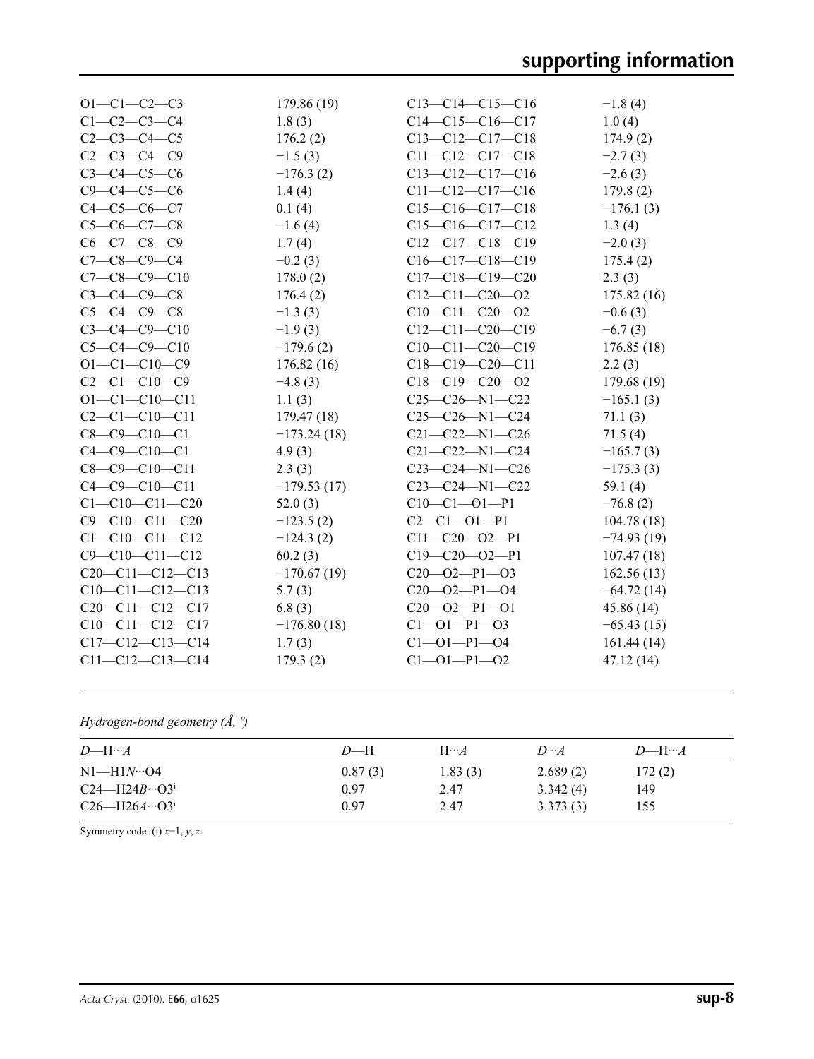| | | | |
|---|---|---|---|
| O1—C1—C2—C3 | 179.86 (19) | C13—C14—C15—C16 | −1.8 (4) |
| C1—C2—C3—C4 | 1.8 (3) | C14—C15—C16—C17 | 1.0 (4) |
| C2—C3—C4—C5 | 176.2 (2) | C13—C12—C17—C18 | 174.9 (2) |
| C2—C3—C4—C9 | −1.5 (3) | C11—C12—C17—C18 | −2.7 (3) |
| C3—C4—C5—C6 | −176.3 (2) | C13—C12—C17—C16 | −2.6 (3) |
| C9—C4—C5—C6 | 1.4 (4) | C11—C12—C17—C16 | 179.8 (2) |
| C4—C5—C6—C7 | 0.1 (4) | C15—C16—C17—C18 | −176.1 (3) |
| C5—C6—C7—C8 | −1.6 (4) | C15—C16—C17—C12 | 1.3 (4) |
| C6—C7—C8—C9 | 1.7 (4) | C12—C17—C18—C19 | −2.0 (3) |
| C7—C8—C9—C4 | −0.2 (3) | C16—C17—C18—C19 | 175.4 (2) |
| C7—C8—C9—C10 | 178.0 (2) | C17—C18—C19—C20 | 2.3 (3) |
| C3—C4—C9—C8 | 176.4 (2) | C12—C11—C20—O2 | 175.82 (16) |
| C5—C4—C9—C8 | −1.3 (3) | C10—C11—C20—O2 | −0.6 (3) |
| C3—C4—C9—C10 | −1.9 (3) | C12—C11—C20—C19 | −6.7 (3) |
| C5—C4—C9—C10 | −179.6 (2) | C10—C11—C20—C19 | 176.85 (18) |
| O1—C1—C10—C9 | 176.82 (16) | C18—C19—C20—C11 | 2.2 (3) |
| C2—C1—C10—C9 | −4.8 (3) | C18—C19—C20—O2 | 179.68 (19) |
| O1—C1—C10—C11 | 1.1 (3) | C25—C26—N1—C22 | −165.1 (3) |
| C2—C1—C10—C11 | 179.47 (18) | C25—C26—N1—C24 | 71.1 (3) |
| C8—C9—C10—C1 | −173.24 (18) | C21—C22—N1—C26 | 71.5 (4) |
| C4—C9—C10—C1 | 4.9 (3) | C21—C22—N1—C24 | −165.7 (3) |
| C8—C9—C10—C11 | 2.3 (3) | C23—C24—N1—C26 | −175.3 (3) |
| C4—C9—C10—C11 | −179.53 (17) | C23—C24—N1—C22 | 59.1 (4) |
| C1—C10—C11—C20 | 52.0 (3) | C10—C1—O1—P1 | −76.8 (2) |
| C9—C10—C11—C20 | −123.5 (2) | C2—C1—O1—P1 | 104.78 (18) |
| C1—C10—C11—C12 | −124.3 (2) | C11—C20—O2—P1 | −74.93 (19) |
| C9—C10—C11—C12 | 60.2 (3) | C19—C20—O2—P1 | 107.47 (18) |
| C20—C11—C12—C13 | −170.67 (19) | C20—O2—P1—O3 | 162.56 (13) |
| C10—C11—C12—C13 | 5.7 (3) | C20—O2—P1—O4 | −64.72 (14) |
| C20—C11—C12—C17 | 6.8 (3) | C20—O2—P1—O1 | 45.86 (14) |
| C10—C11—C12—C17 | −176.80 (18) | C1—O1—P1—O3 | −65.43 (15) |
| C17—C12—C13—C14 | 1.7 (3) | C1—O1—P1—O4 | 161.44 (14) |
| C11—C12—C13—C14 | 179.3 (2) | C1—O1—P1—O2 | 47.12 (14) |

*Hydrogen-bond geometry (Å, º)*

| *D*—H···*A* | *D*—H | H···*A* | *D*···*A* | *D*—H···*A* |
|---|---|---|---|---|
| N1—H1*N*···O4 | 0.87 (3) | 1.83 (3) | 2.689 (2) | 172 (2) |
| C24—H24*B*···O3[i] | 0.97 | 2.47 | 3.342 (4) | 149 |
| C26—H26*A*···O3[i] | 0.97 | 2.47 | 3.373 (3) | 155 |

Symmetry code: (i) $x-1$, $y$, $z$.